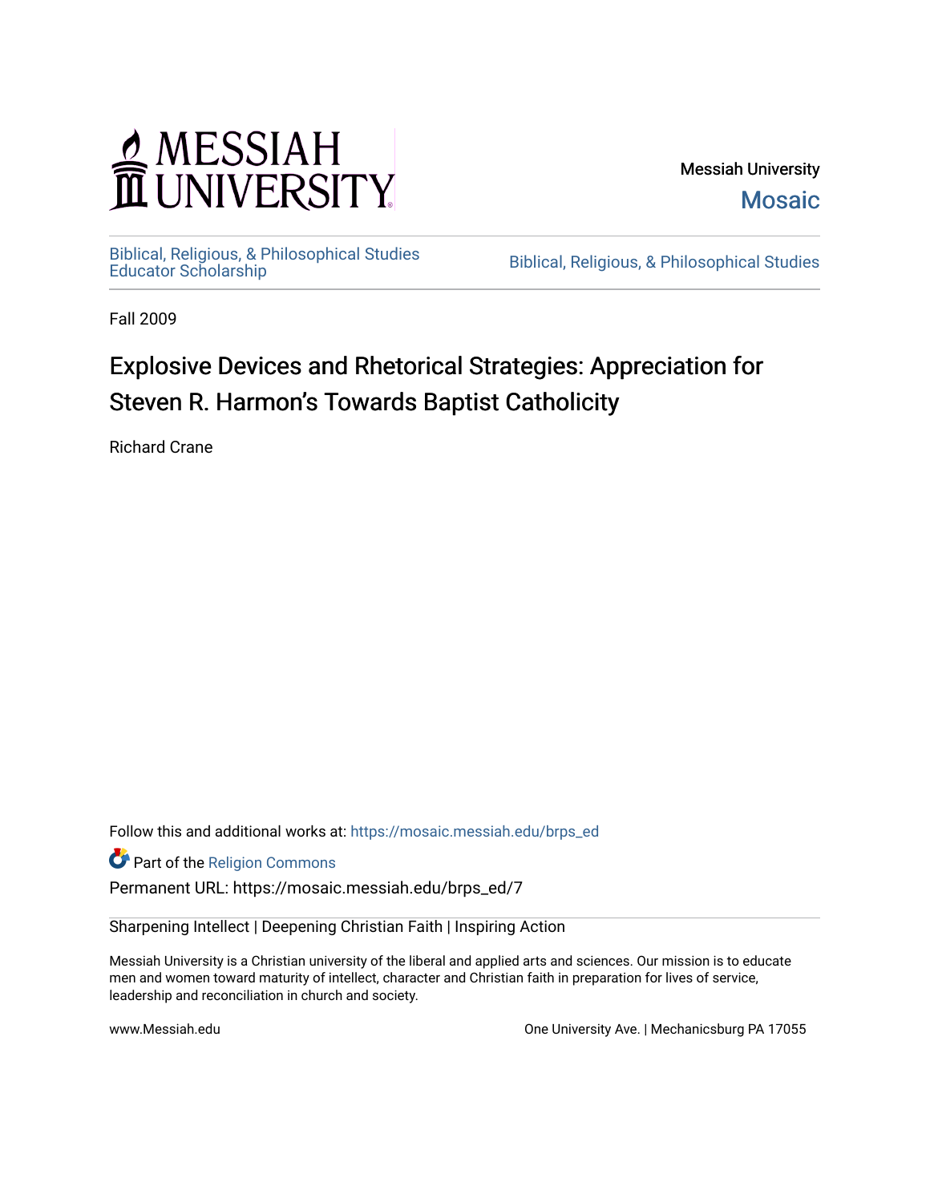Messiah University

Mosaic

Biblical, Religious, & Philosophical Studies Educator Scholarship

Biblical, Religious, & Philosophical Studies

Fall 2009

# Explosive Devices and Rhetorical Strategies: Appreciation for Steven R. Harmon's Towards Baptist Catholicity

Richard Crane

Follow this and additional works at: https://mosaic.messiah.edu/brps_ed

Part of the Religion Commons

Permanent URL: https://mosaic.messiah.edu/brps_ed/7

Sharpening Intellect | Deepening Christian Faith | Inspiring Action

Messiah University is a Christian university of the liberal and applied arts and sciences. Our mission is to educate men and women toward maturity of intellect, character and Christian faith in preparation for lives of service, leadership and reconciliation in church and society.

www.Messiah.edu

One University Ave. | Mechanicsburg PA 17055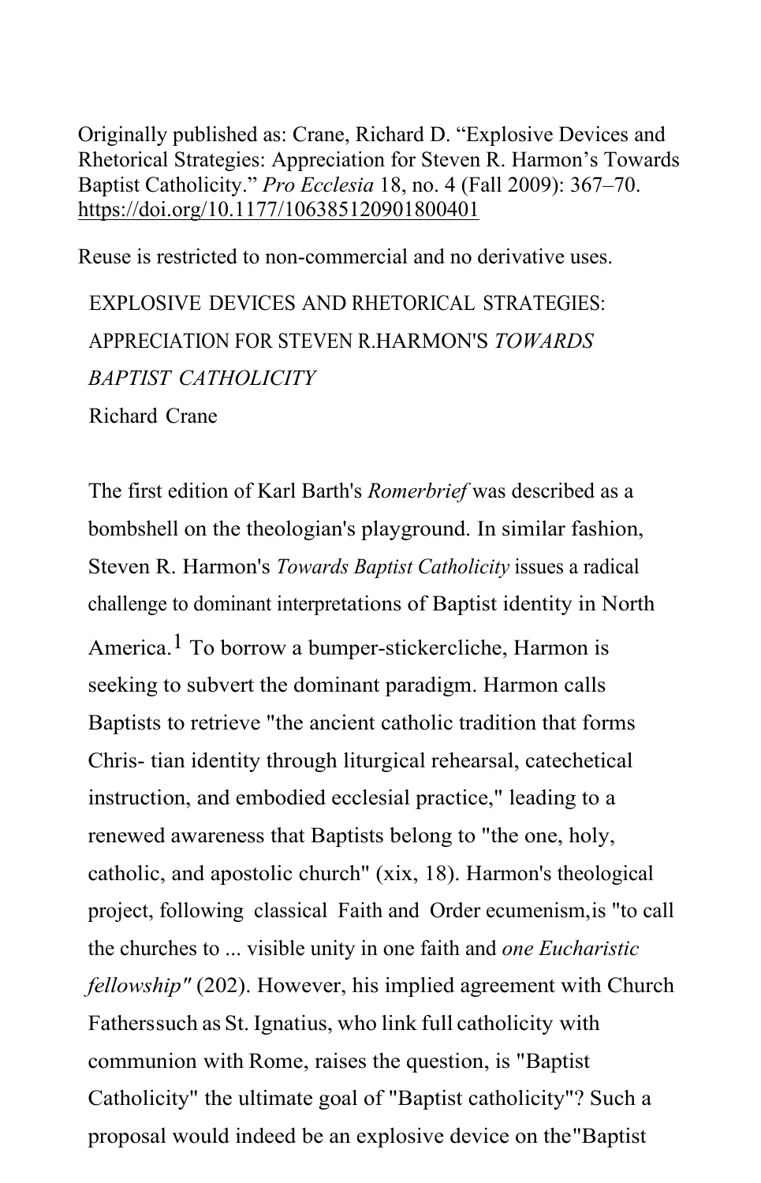Originally published as: Crane, Richard D. "Explosive Devices and Rhetorical Strategies: Appreciation for Steven R. Harmon's Towards Baptist Catholicity." *Pro Ecclesia* 18, no. 4 (Fall 2009): 367–70. https://doi.org/10.1177/106385120901800401

Reuse is restricted to non-commercial and no derivative uses.

# EXPLOSIVE DEVICES AND RHETORICAL STRATEGIES: APPRECIATION FOR STEVEN R.HARMON'S *TOWARDS BAPTIST CATHOLICITY*

Richard Crane

The first edition of Karl Barth's *Romerbrief* was described as a bombshell on the theologian's playground. In similar fashion, Steven R. Harmon's *Towards Baptist Catholicity* issues a radical challenge to dominant interpretations of Baptist identity in North America.[1] To borrow a bumper-stickercliche, Harmon is seeking to subvert the dominant paradigm. Harmon calls Baptists to retrieve "the ancient catholic tradition that forms Chris- tian identity through liturgical rehearsal, catechetical instruction, and embodied ecclesial practice," leading to a renewed awareness that Baptists belong to "the one, holy, catholic, and apostolic church" (xix, 18). Harmon's theological project, following classical Faith and Order ecumenism,is "to call the churches to ... visible unity in one faith and *one Eucharistic fellowship"* (202). However, his implied agreement with Church Fatherssuch as St. Ignatius, who link full catholicity with communion with Rome, raises the question, is "Baptist Catholicity" the ultimate goal of "Baptist catholicity"? Such a proposal would indeed be an explosive device on the"Baptist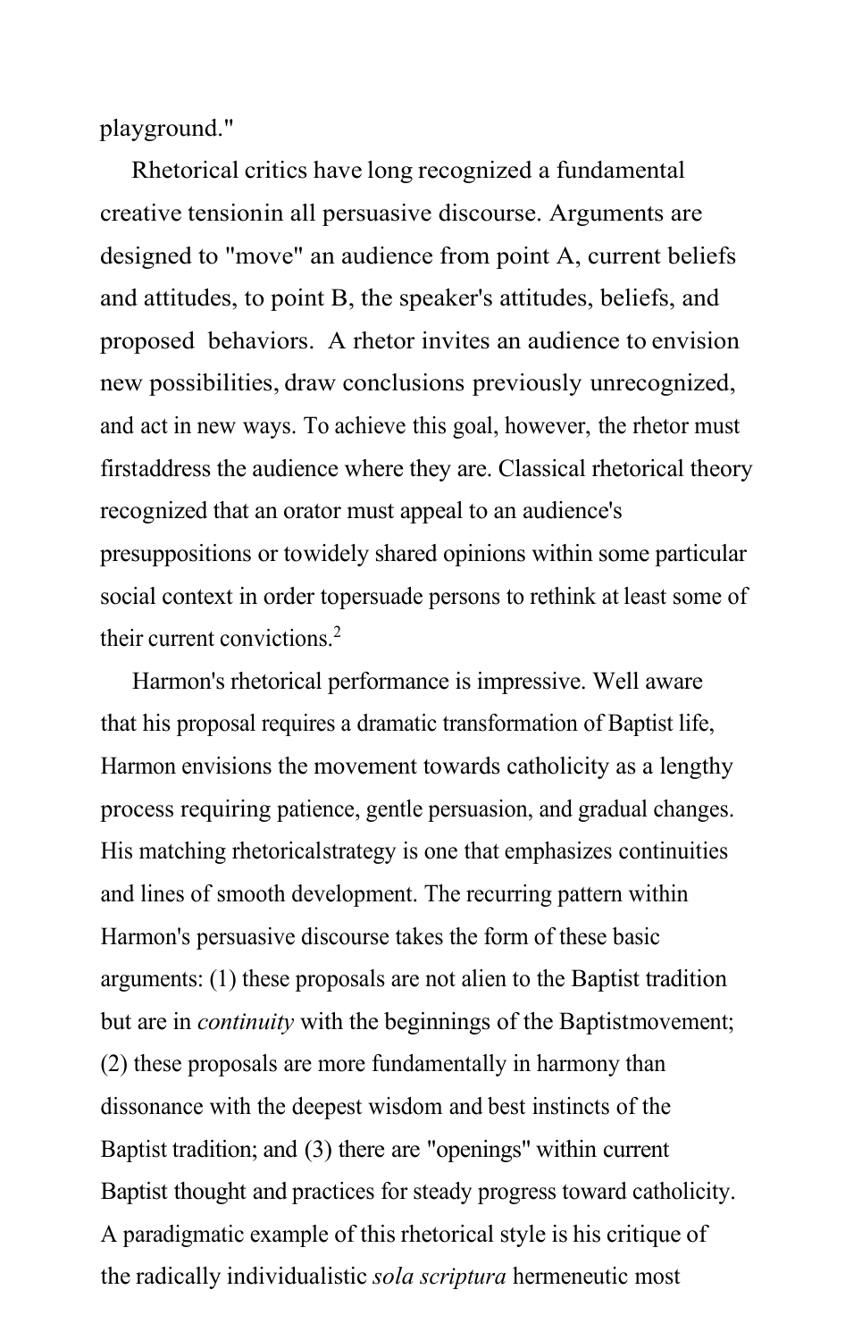playground."

Rhetorical critics have long recognized a fundamental creative tensionin all persuasive discourse. Arguments are designed to "move" an audience from point A, current beliefs and attitudes, to point B, the speaker's attitudes, beliefs, and proposed behaviors. A rhetor invites an audience to envision new possibilities, draw conclusions previously unrecognized, and act in new ways. To achieve this goal, however, the rhetor must firstaddress the audience where they are. Classical rhetorical theory recognized that an orator must appeal to an audience's presuppositions or towidely shared opinions within some particular social context in order topersuade persons to rethink at least some of their current convictions.[2]

Harmon's rhetorical performance is impressive. Well aware that his proposal requires a dramatic transformation of Baptist life, Harmon envisions the movement towards catholicity as a lengthy process requiring patience, gentle persuasion, and gradual changes. His matching rhetoricalstrategy is one that emphasizes continuities and lines of smooth development. The recurring pattern within Harmon's persuasive discourse takes the form of these basic arguments: (1) these proposals are not alien to the Baptist tradition but are in *continuity* with the beginnings of the Baptistmovement; (2) these proposals are more fundamentally in harmony than dissonance with the deepest wisdom and best instincts of the Baptist tradition; and (3) there are "openings" within current Baptist thought and practices for steady progress toward catholicity. A paradigmatic example of this rhetorical style is his critique of the radically individualistic *sola scriptura* hermeneutic most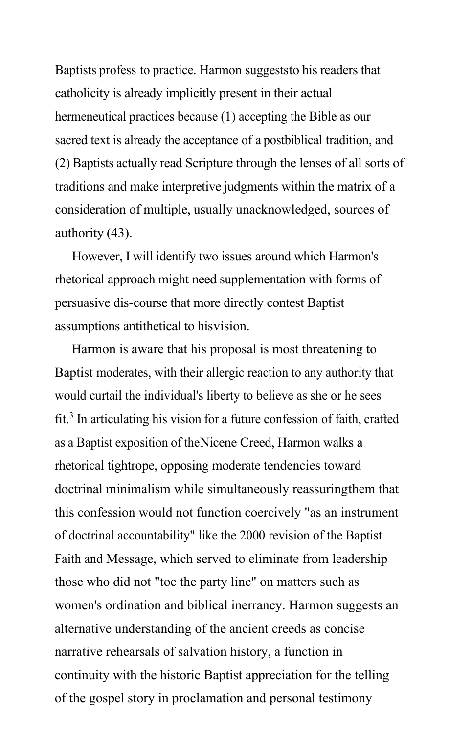Baptists profess to practice. Harmon suggeststo his readers that catholicity is already implicitly present in their actual hermeneutical practices because (1) accepting the Bible as our sacred text is already the acceptance of a postbiblical tradition, and (2) Baptists actually read Scripture through the lenses of all sorts of traditions and make interpretive judgments within the matrix of a consideration of multiple, usually unacknowledged, sources of authority (43).

However, I will identify two issues around which Harmon's rhetorical approach might need supplementation with forms of persuasive dis-course that more directly contest Baptist assumptions antithetical to hisvision.

Harmon is aware that his proposal is most threatening to Baptist moderates, with their allergic reaction to any authority that would curtail the individual's liberty to believe as she or he sees fit.[3] In articulating his vision for a future confession of faith, crafted as a Baptist exposition of theNicene Creed, Harmon walks a rhetorical tightrope, opposing moderate tendencies toward doctrinal minimalism while simultaneously reassuringthem that this confession would not function coercively "as an instrument of doctrinal accountability" like the 2000 revision of the Baptist Faith and Message, which served to eliminate from leadership those who did not "toe the party line" on matters such as women's ordination and biblical inerrancy. Harmon suggests an alternative understanding of the ancient creeds as concise narrative rehearsals of salvation history, a function in continuity with the historic Baptist appreciation for the telling of the gospel story in proclamation and personal testimony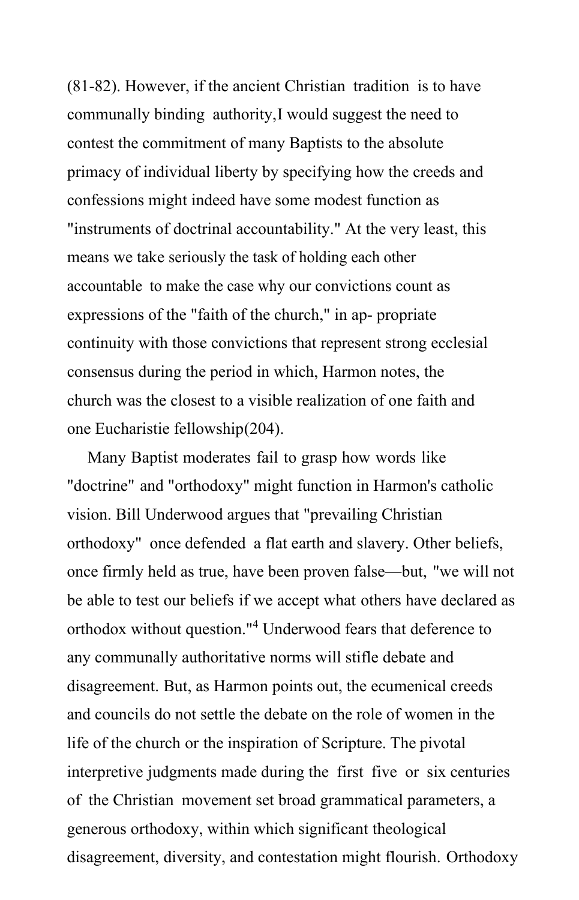(81-82). However, if the ancient Christian tradition is to have communally binding authority,I would suggest the need to contest the commitment of many Baptists to the absolute primacy of individual liberty by specifying how the creeds and confessions might indeed have some modest function as "instruments of doctrinal accountability." At the very least, this means we take seriously the task of holding each other accountable to make the case why our convictions count as expressions of the "faith of the church," in ap- propriate continuity with those convictions that represent strong ecclesial consensus during the period in which, Harmon notes, the church was the closest to a visible realization of one faith and one Eucharistie fellowship(204).

Many Baptist moderates fail to grasp how words like "doctrine" and "orthodoxy" might function in Harmon's catholic vision. Bill Underwood argues that "prevailing Christian orthodoxy" once defended a flat earth and slavery. Other beliefs, once firmly held as true, have been proven false—but, "we will not be able to test our beliefs if we accept what others have declared as orthodox without question."[4] Underwood fears that deference to any communally authoritative norms will stifle debate and disagreement. But, as Harmon points out, the ecumenical creeds and councils do not settle the debate on the role of women in the life of the church or the inspiration of Scripture. The pivotal interpretive judgments made during the first five or six centuries of the Christian movement set broad grammatical parameters, a generous orthodoxy, within which significant theological disagreement, diversity, and contestation might flourish. Orthodoxy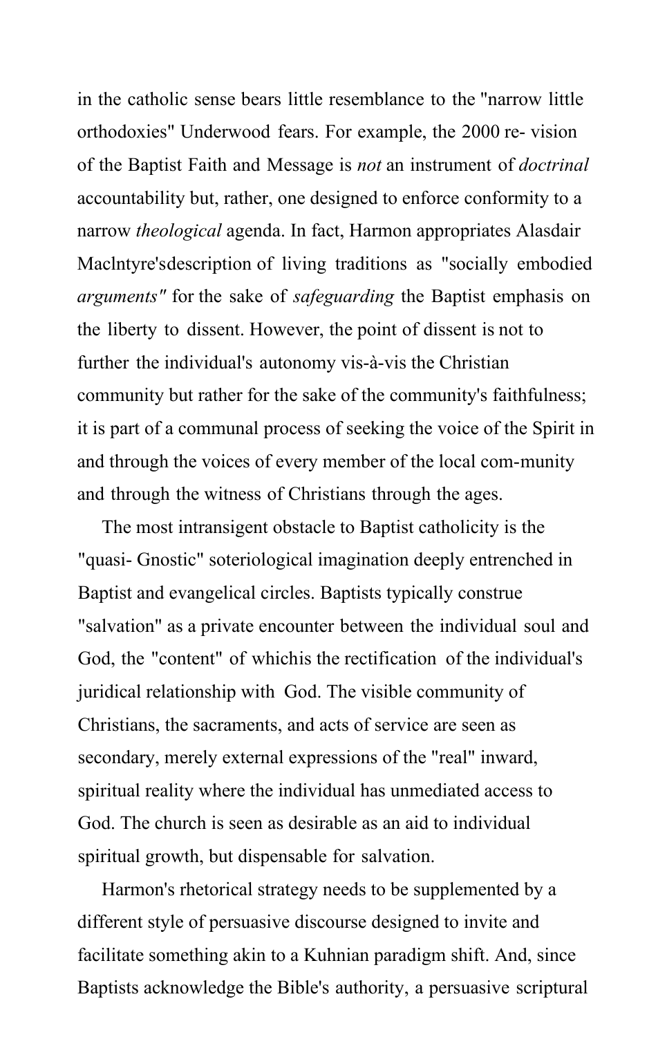in the catholic sense bears little resemblance to the "narrow little orthodoxies" Underwood fears. For example, the 2000 re- vision of the Baptist Faith and Message is *not* an instrument of *doctrinal* accountability but, rather, one designed to enforce conformity to a narrow *theological* agenda. In fact, Harmon appropriates Alasdair Maclntyre'sdescription of living traditions as "socially embodied *arguments"* for the sake of *safeguarding* the Baptist emphasis on the liberty to dissent. However, the point of dissent is not to further the individual's autonomy vis-à-vis the Christian community but rather for the sake of the community's faithfulness; it is part of a communal process of seeking the voice of the Spirit in and through the voices of every member of the local com-munity and through the witness of Christians through the ages.

The most intransigent obstacle to Baptist catholicity is the "quasi- Gnostic" soteriological imagination deeply entrenched in Baptist and evangelical circles. Baptists typically construe "salvation" as a private encounter between the individual soul and God, the "content" of whichis the rectification of the individual's juridical relationship with God. The visible community of Christians, the sacraments, and acts of service are seen as secondary, merely external expressions of the "real" inward, spiritual reality where the individual has unmediated access to God. The church is seen as desirable as an aid to individual spiritual growth, but dispensable for salvation.

Harmon's rhetorical strategy needs to be supplemented by a different style of persuasive discourse designed to invite and facilitate something akin to a Kuhnian paradigm shift. And, since Baptists acknowledge the Bible's authority, a persuasive scriptural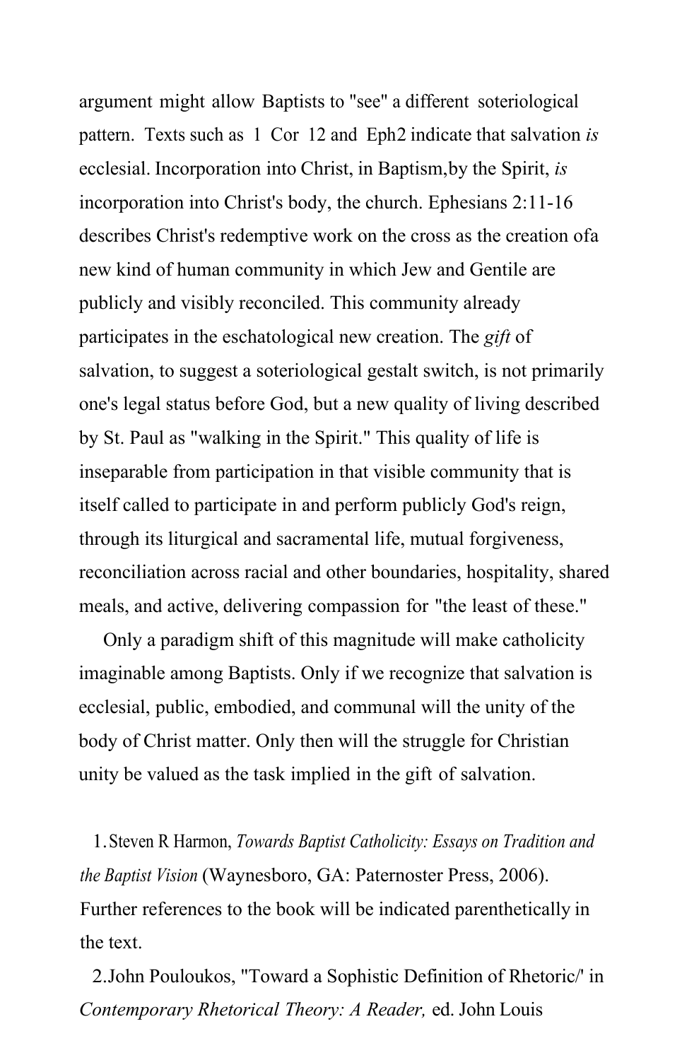argument might allow Baptists to "see" a different soteriological pattern. Texts such as 1 Cor 12 and Eph2 indicate that salvation *is* ecclesial. Incorporation into Christ, in Baptism,by the Spirit, *is* incorporation into Christ's body, the church. Ephesians 2:11-16 describes Christ's redemptive work on the cross as the creation ofa new kind of human community in which Jew and Gentile are publicly and visibly reconciled. This community already participates in the eschatological new creation. The *gift* of salvation, to suggest a soteriological gestalt switch, is not primarily one's legal status before God, but a new quality of living described by St. Paul as "walking in the Spirit." This quality of life is inseparable from participation in that visible community that is itself called to participate in and perform publicly God's reign, through its liturgical and sacramental life, mutual forgiveness, reconciliation across racial and other boundaries, hospitality, shared meals, and active, delivering compassion for "the least of these."

Only a paradigm shift of this magnitude will make catholicity imaginable among Baptists. Only if we recognize that salvation is ecclesial, public, embodied, and communal will the unity of the body of Christ matter. Only then will the struggle for Christian unity be valued as the task implied in the gift of salvation.

1. Steven R Harmon, *Towards Baptist Catholicity: Essays on Tradition and the Baptist Vision* (Waynesboro, GA: Paternoster Press, 2006). Further references to the book will be indicated parenthetically in the text.

2. John Pouloukos, "Toward a Sophistic Definition of Rhetoric/' in *Contemporary Rhetorical Theory: A Reader,* ed. John Louis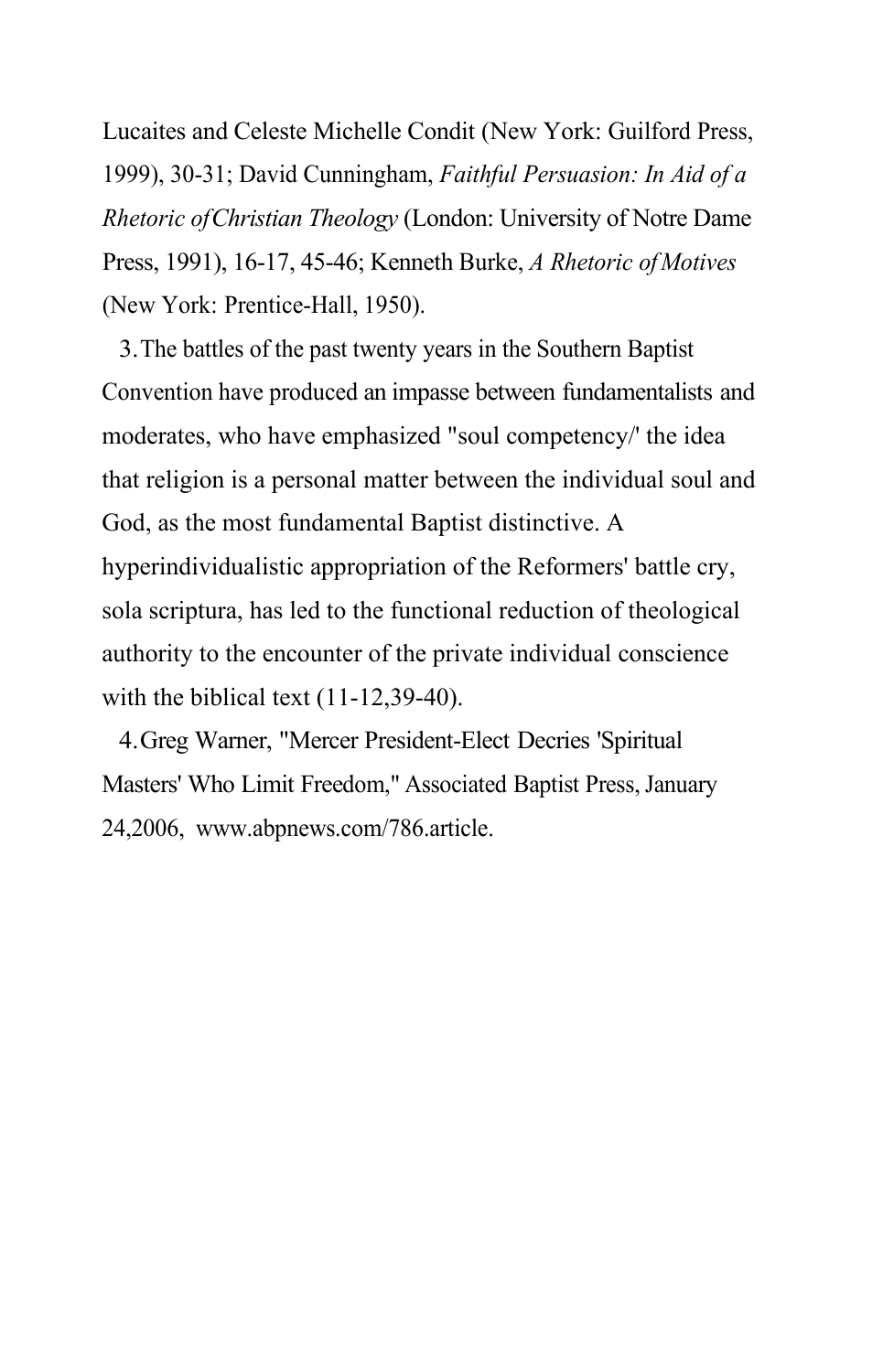Lucaites and Celeste Michelle Condit (New York: Guilford Press, 1999), 30-31; David Cunningham, *Faithful Persuasion: In Aid of a Rhetoric of Christian Theology* (London: University of Notre Dame Press, 1991), 16-17, 45-46; Kenneth Burke, *A Rhetoric of Motives* (New York: Prentice-Hall, 1950).

3. The battles of the past twenty years in the Southern Baptist Convention have produced an impasse between fundamentalists and moderates, who have emphasized "soul competency/' the idea that religion is a personal matter between the individual soul and God, as the most fundamental Baptist distinctive. A hyperindividualistic appropriation of the Reformers' battle cry, sola scriptura, has led to the functional reduction of theological authority to the encounter of the private individual conscience with the biblical text (11-12,39-40).

4. Greg Warner, "Mercer President-Elect Decries 'Spiritual Masters' Who Limit Freedom," Associated Baptist Press, January 24,2006, www.abpnews.com/786.article.